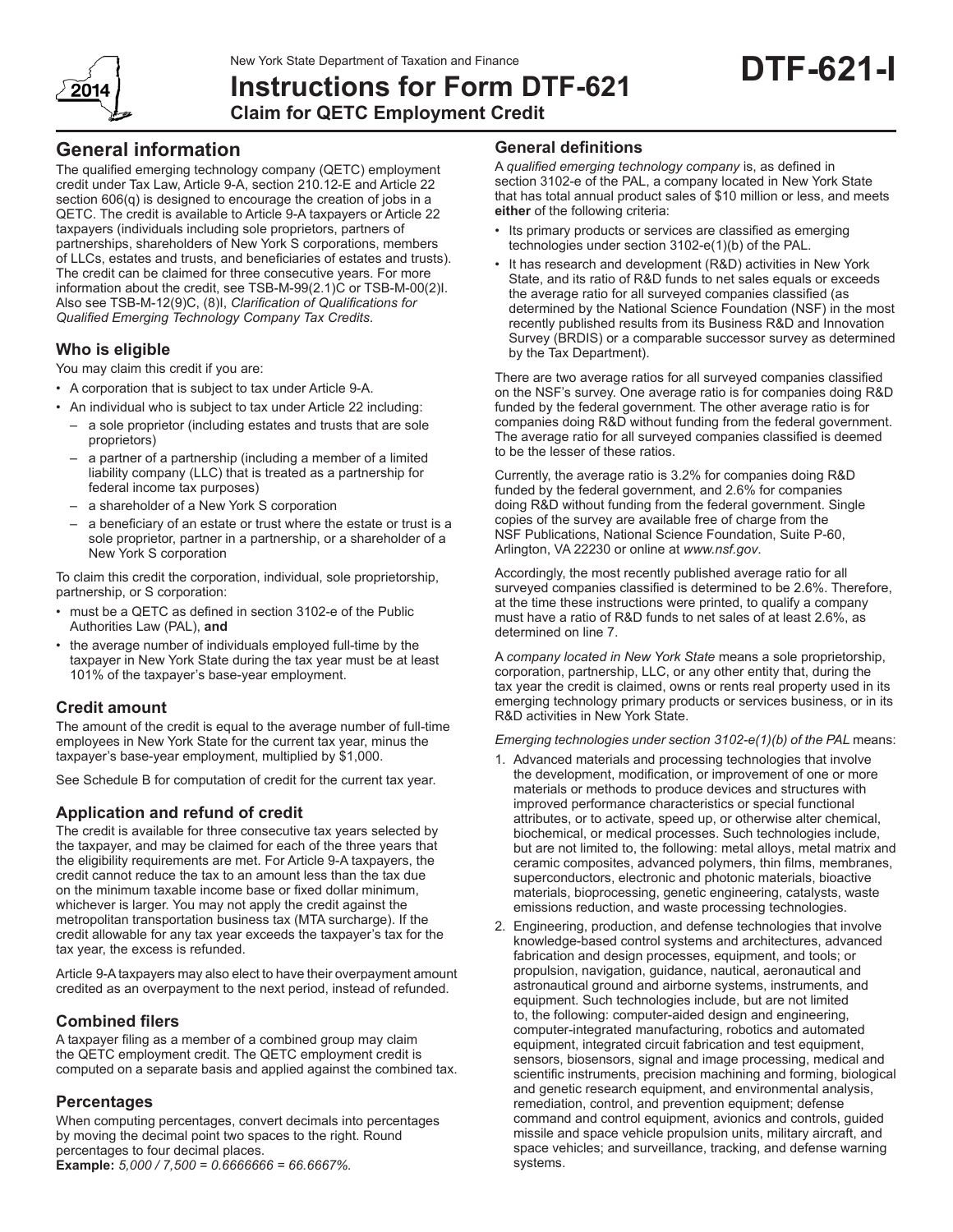New York State Department of Taxation and Finance

# Instructions for Form DTF-621

**Claim for QETC Employment Credit**

**DTF-621-I**

2014

## General information

The qualified emerging technology company (QETC) employment credit under Tax Law, Article 9-A, section 210.12-E and Article 22 section 606(q) is designed to encourage the creation of jobs in a QETC. The credit is available to Article 9-A taxpayers or Article 22 taxpayers (individuals including sole proprietors, partners of partnerships, shareholders of New York S corporations, members of LLCs, estates and trusts, and beneficiaries of estates and trusts). The credit can be claimed for three consecutive years. For more information about the credit, see TSB-M-99(2.1)C or TSB-M-00(2)I. Also see TSB-M-12(9)C, (8)I, *Clarification of Qualifications for Qualified Emerging Technology Company Tax Credits*.

## Who is eligible

You may claim this credit if you are:

- A corporation that is subject to tax under Article 9-A.
- An individual who is subject to tax under Article 22 including:
  - a sole proprietor (including estates and trusts that are sole proprietors)
  - a partner of a partnership (including a member of a limited liability company (LLC) that is treated as a partnership for federal income tax purposes)
  - a shareholder of a New York S corporation
  - a beneficiary of an estate or trust where the estate or trust is a sole proprietor, partner in a partnership, or a shareholder of a New York S corporation

To claim this credit the corporation, individual, sole proprietorship, partnership, or S corporation:

- must be a QETC as defined in section 3102-e of the Public Authorities Law (PAL), **and**
- the average number of individuals employed full-time by the taxpayer in New York State during the tax year must be at least 101% of the taxpayer's base-year employment.

## Credit amount

The amount of the credit is equal to the average number of full-time employees in New York State for the current tax year, minus the taxpayer's base-year employment, multiplied by $1,000.

See Schedule B for computation of credit for the current tax year.

## Application and refund of credit

The credit is available for three consecutive tax years selected by the taxpayer, and may be claimed for each of the three years that the eligibility requirements are met. For Article 9-A taxpayers, the credit cannot reduce the tax to an amount less than the tax due on the minimum taxable income base or fixed dollar minimum, whichever is larger. You may not apply the credit against the metropolitan transportation business tax (MTA surcharge). If the credit allowable for any tax year exceeds the taxpayer's tax for the tax year, the excess is refunded.

Article 9-A taxpayers may also elect to have their overpayment amount credited as an overpayment to the next period, instead of refunded.

## Combined filers

A taxpayer filing as a member of a combined group may claim the QETC employment credit. The QETC employment credit is computed on a separate basis and applied against the combined tax.

## Percentages

When computing percentages, convert decimals into percentages by moving the decimal point two spaces to the right. Round percentages to four decimal places.

**Example:** *5,000 / 7,500 = 0.6666666 = 66.6667%.*

## General definitions

A *qualified emerging technology company* is, as defined in section 3102-e of the PAL, a company located in New York State that has total annual product sales of $10 million or less, and meets **either** of the following criteria:

- Its primary products or services are classified as emerging technologies under section 3102-e(1)(b) of the PAL.
- It has research and development (R&D) activities in New York State, and its ratio of R&D funds to net sales equals or exceeds the average ratio for all surveyed companies classified (as determined by the National Science Foundation (NSF) in the most recently published results from its Business R&D and Innovation Survey (BRDIS) or a comparable successor survey as determined by the Tax Department).

There are two average ratios for all surveyed companies classified on the NSF's survey. One average ratio is for companies doing R&D funded by the federal government. The other average ratio is for companies doing R&D without funding from the federal government. The average ratio for all surveyed companies classified is deemed to be the lesser of these ratios.

Currently, the average ratio is 3.2% for companies doing R&D funded by the federal government, and 2.6% for companies doing R&D without funding from the federal government. Single copies of the survey are available free of charge from the NSF Publications, National Science Foundation, Suite P-60, Arlington, VA 22230 or online at *www.nsf.gov*.

Accordingly, the most recently published average ratio for all surveyed companies classified is determined to be 2.6%. Therefore, at the time these instructions were printed, to qualify a company must have a ratio of R&D funds to net sales of at least 2.6%, as determined on line 7.

A *company located in New York State* means a sole proprietorship, corporation, partnership, LLC, or any other entity that, during the tax year the credit is claimed, owns or rents real property used in its emerging technology primary products or services business, or in its R&D activities in New York State.

*Emerging technologies under section 3102-e(1)(b) of the PAL* means:

1. Advanced materials and processing technologies that involve the development, modification, or improvement of one or more materials or methods to produce devices and structures with improved performance characteristics or special functional attributes, or to activate, speed up, or otherwise alter chemical, biochemical, or medical processes. Such technologies include, but are not limited to, the following: metal alloys, metal matrix and ceramic composites, advanced polymers, thin films, membranes, superconductors, electronic and photonic materials, bioactive materials, bioprocessing, genetic engineering, catalysts, waste emissions reduction, and waste processing technologies.
2. Engineering, production, and defense technologies that involve knowledge-based control systems and architectures, advanced fabrication and design processes, equipment, and tools; or propulsion, navigation, guidance, nautical, aeronautical and astronautical ground and airborne systems, instruments, and equipment. Such technologies include, but are not limited to, the following: computer-aided design and engineering, computer-integrated manufacturing, robotics and automated equipment, integrated circuit fabrication and test equipment, sensors, biosensors, signal and image processing, medical and scientific instruments, precision machining and forming, biological and genetic research equipment, and environmental analysis, remediation, control, and prevention equipment; defense command and control equipment, avionics and controls, guided missile and space vehicle propulsion units, military aircraft, and space vehicles; and surveillance, tracking, and defense warning systems.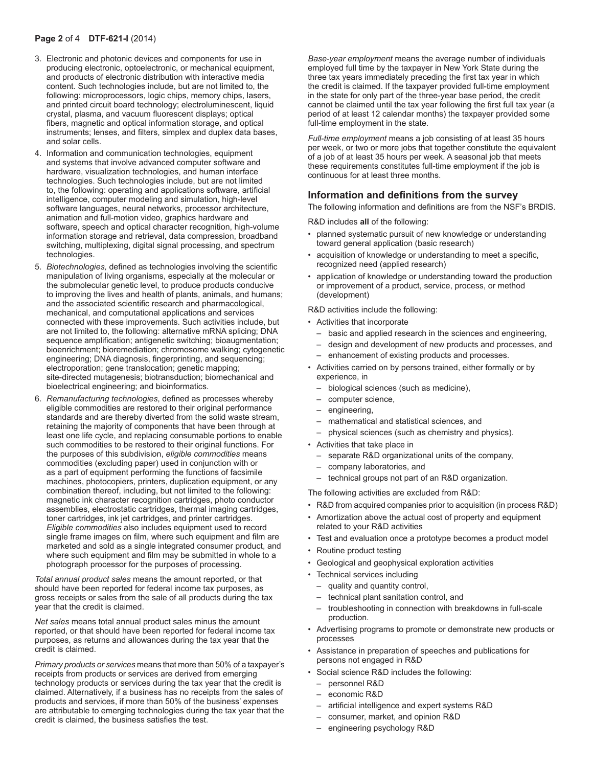3. Electronic and photonic devices and components for use in producing electronic, optoelectronic, or mechanical equipment, and products of electronic distribution with interactive media content. Such technologies include, but are not limited to, the following: microprocessors, logic chips, memory chips, lasers, and printed circuit board technology; electroluminescent, liquid crystal, plasma, and vacuum fluorescent displays; optical fibers, magnetic and optical information storage, and optical instruments; lenses, and filters, simplex and duplex data bases, and solar cells.
4. Information and communication technologies, equipment and systems that involve advanced computer software and hardware, visualization technologies, and human interface technologies. Such technologies include, but are not limited to, the following: operating and applications software, artificial intelligence, computer modeling and simulation, high-level software languages, neural networks, processor architecture, animation and full-motion video, graphics hardware and software, speech and optical character recognition, high-volume information storage and retrieval, data compression, broadband switching, multiplexing, digital signal processing, and spectrum technologies.
5. *Biotechnologies,* defined as technologies involving the scientific manipulation of living organisms, especially at the molecular or the submolecular genetic level, to produce products conducive to improving the lives and health of plants, animals, and humans; and the associated scientific research and pharmacological, mechanical, and computational applications and services connected with these improvements. Such activities include, but are not limited to, the following: alternative mRNA splicing; DNA sequence amplification; antigenetic switching; bioaugmentation; bioenrichment; bioremediation; chromosome walking; cytogenetic engineering; DNA diagnosis, fingerprinting, and sequencing; electroporation; gene translocation; genetic mapping; site-directed mutagenesis; biotransduction; biomechanical and bioelectrical engineering; and bioinformatics.
6. *Remanufacturing technologies*, defined as processes whereby eligible commodities are restored to their original performance standards and are thereby diverted from the solid waste stream, retaining the majority of components that have been through at least one life cycle, and replacing consumable portions to enable such commodities to be restored to their original functions. For the purposes of this subdivision, *eligible commodities* means commodities (excluding paper) used in conjunction with or as a part of equipment performing the functions of facsimile machines, photocopiers, printers, duplication equipment, or any combination thereof, including, but not limited to the following: magnetic ink character recognition cartridges, photo conductor assemblies, electrostatic cartridges, thermal imaging cartridges, toner cartridges, ink jet cartridges, and printer cartridges. *Eligible commodities* also includes equipment used to record single frame images on film, where such equipment and film are marketed and sold as a single integrated consumer product, and where such equipment and film may be submitted in whole to a photograph processor for the purposes of processing.

*Total annual product sales* means the amount reported, or that should have been reported for federal income tax purposes, as gross receipts or sales from the sale of all products during the tax year that the credit is claimed.

*Net sales* means total annual product sales minus the amount reported, or that should have been reported for federal income tax purposes, as returns and allowances during the tax year that the credit is claimed.

*Primary products or services* means that more than 50% of a taxpayer's receipts from products or services are derived from emerging technology products or services during the tax year that the credit is claimed. Alternatively, if a business has no receipts from the sales of products and services, if more than 50% of the business' expenses are attributable to emerging technologies during the tax year that the credit is claimed, the business satisfies the test.

*Base-year employment* means the average number of individuals employed full time by the taxpayer in New York State during the three tax years immediately preceding the first tax year in which the credit is claimed. If the taxpayer provided full-time employment in the state for only part of the three-year base period, the credit cannot be claimed until the tax year following the first full tax year (a period of at least 12 calendar months) the taxpayer provided some full-time employment in the state.

*Full-time employment* means a job consisting of at least 35 hours per week, or two or more jobs that together constitute the equivalent of a job of at least 35 hours per week. A seasonal job that meets these requirements constitutes full-time employment if the job is continuous for at least three months.

## Information and definitions from the survey

The following information and definitions are from the NSF's BRDIS.

R&D includes **all** of the following:

- planned systematic pursuit of new knowledge or understanding toward general application (basic research)
- acquisition of knowledge or understanding to meet a specific, recognized need (applied research)
- application of knowledge or understanding toward the production or improvement of a product, service, process, or method (development)

R&D activities include the following:

- Activities that incorporate
  - basic and applied research in the sciences and engineering,
  - design and development of new products and processes, and
  - enhancement of existing products and processes.
- Activities carried on by persons trained, either formally or by experience, in
  - biological sciences (such as medicine),
  - computer science,
  - engineering,
  - mathematical and statistical sciences, and
  - physical sciences (such as chemistry and physics).
- Activities that take place in
  - separate R&D organizational units of the company,
  - company laboratories, and
  - technical groups not part of an R&D organization.

The following activities are excluded from R&D:

- R&D from acquired companies prior to acquisition (in process R&D)
- Amortization above the actual cost of property and equipment related to your R&D activities
- Test and evaluation once a prototype becomes a product model
- Routine product testing
- Geological and geophysical exploration activities
- Technical services including
  - quality and quantity control,
  - technical plant sanitation control, and
  - troubleshooting in connection with breakdowns in full-scale production.
- Advertising programs to promote or demonstrate new products or processes
- Assistance in preparation of speeches and publications for persons not engaged in R&D
- Social science R&D includes the following:
  - personnel R&D
  - economic R&D
  - artificial intelligence and expert systems R&D
  - consumer, market, and opinion R&D
  - engineering psychology R&D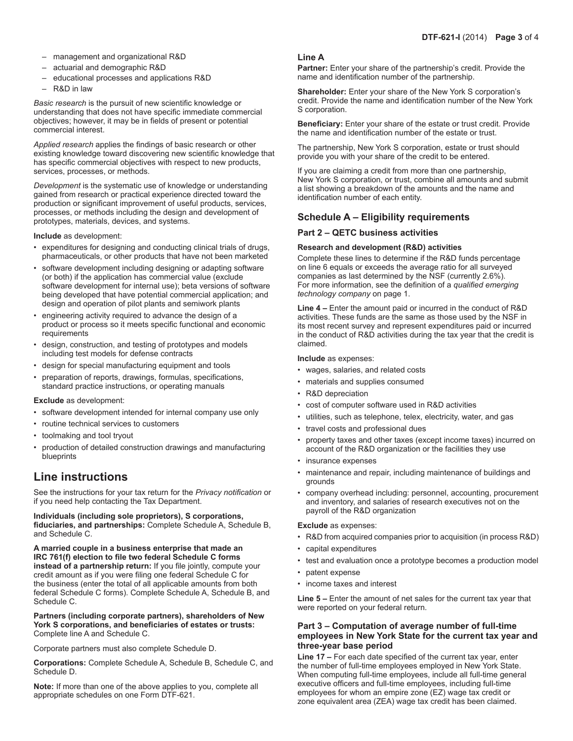- management and organizational R&D
- actuarial and demographic R&D
- educational processes and applications R&D
- R&D in law

*Basic research* is the pursuit of new scientific knowledge or understanding that does not have specific immediate commercial objectives; however, it may be in fields of present or potential commercial interest.

*Applied research* applies the findings of basic research or other existing knowledge toward discovering new scientific knowledge that has specific commercial objectives with respect to new products, services, processes, or methods.

*Development* is the systematic use of knowledge or understanding gained from research or practical experience directed toward the production or significant improvement of useful products, services, processes, or methods including the design and development of prototypes, materials, devices, and systems.

**Include** as development:

- expenditures for designing and conducting clinical trials of drugs, pharmaceuticals, or other products that have not been marketed
- software development including designing or adapting software (or both) if the application has commercial value (exclude software development for internal use); beta versions of software being developed that have potential commercial application; and design and operation of pilot plants and semiwork plants
- engineering activity required to advance the design of a product or process so it meets specific functional and economic requirements
- design, construction, and testing of prototypes and models including test models for defense contracts
- design for special manufacturing equipment and tools
- preparation of reports, drawings, formulas, specifications, standard practice instructions, or operating manuals

**Exclude** as development:

- software development intended for internal company use only
- routine technical services to customers
- toolmaking and tool tryout
- production of detailed construction drawings and manufacturing blueprints

# Line instructions

See the instructions for your tax return for the *Privacy notification* or if you need help contacting the Tax Department.

**Individuals (including sole proprietors), S corporations, fiduciaries, and partnerships:** Complete Schedule A, Schedule B, and Schedule C.

**A married couple in a business enterprise that made an IRC 761(f) election to file two federal Schedule C forms instead of a partnership return:** If you file jointly, compute your credit amount as if you were filing one federal Schedule C for the business (enter the total of all applicable amounts from both federal Schedule C forms). Complete Schedule A, Schedule B, and Schedule C.

**Partners (including corporate partners), shareholders of New York S corporations, and beneficiaries of estates or trusts:** Complete line A and Schedule C.

Corporate partners must also complete Schedule D.

**Corporations:** Complete Schedule A, Schedule B, Schedule C, and Schedule D.

**Note:** If more than one of the above applies to you, complete all appropriate schedules on one Form DTF-621.

### Line A

**Partner:** Enter your share of the partnership's credit. Provide the name and identification number of the partnership.

**Shareholder:** Enter your share of the New York S corporation's credit. Provide the name and identification number of the New York S corporation.

**Beneficiary:** Enter your share of the estate or trust credit. Provide the name and identification number of the estate or trust.

The partnership, New York S corporation, estate or trust should provide you with your share of the credit to be entered.

If you are claiming a credit from more than one partnership, New York S corporation, or trust, combine all amounts and submit a list showing a breakdown of the amounts and the name and identification number of each entity.

## Schedule A – Eligibility requirements

### Part 2 – QETC business activities

**Research and development (R&D) activities**

Complete these lines to determine if the R&D funds percentage on line 6 equals or exceeds the average ratio for all surveyed companies as last determined by the NSF (currently 2.6%). For more information, see the definition of a *qualified emerging technology company* on page 1.

**Line 4 –** Enter the amount paid or incurred in the conduct of R&D activities. These funds are the same as those used by the NSF in its most recent survey and represent expenditures paid or incurred in the conduct of R&D activities during the tax year that the credit is claimed.

**Include** as expenses:

- wages, salaries, and related costs
- materials and supplies consumed
- R&D depreciation
- cost of computer software used in R&D activities
- utilities, such as telephone, telex, electricity, water, and gas
- travel costs and professional dues
- property taxes and other taxes (except income taxes) incurred on account of the R&D organization or the facilities they use
- insurance expenses
- maintenance and repair, including maintenance of buildings and grounds
- company overhead including: personnel, accounting, procurement and inventory, and salaries of research executives not on the payroll of the R&D organization

**Exclude** as expenses:

- R&D from acquired companies prior to acquisition (in process R&D)
- capital expenditures
- test and evaluation once a prototype becomes a production model
- patent expense
- income taxes and interest

**Line 5 –** Enter the amount of net sales for the current tax year that were reported on your federal return.

### Part 3 – Computation of average number of full-time employees in New York State for the current tax year and three-year base period

**Line 17 –** For each date specified of the current tax year, enter the number of full-time employees employed in New York State. When computing full-time employees, include all full-time general executive officers and full-time employees, including full-time employees for whom an empire zone (EZ) wage tax credit or zone equivalent area (ZEA) wage tax credit has been claimed.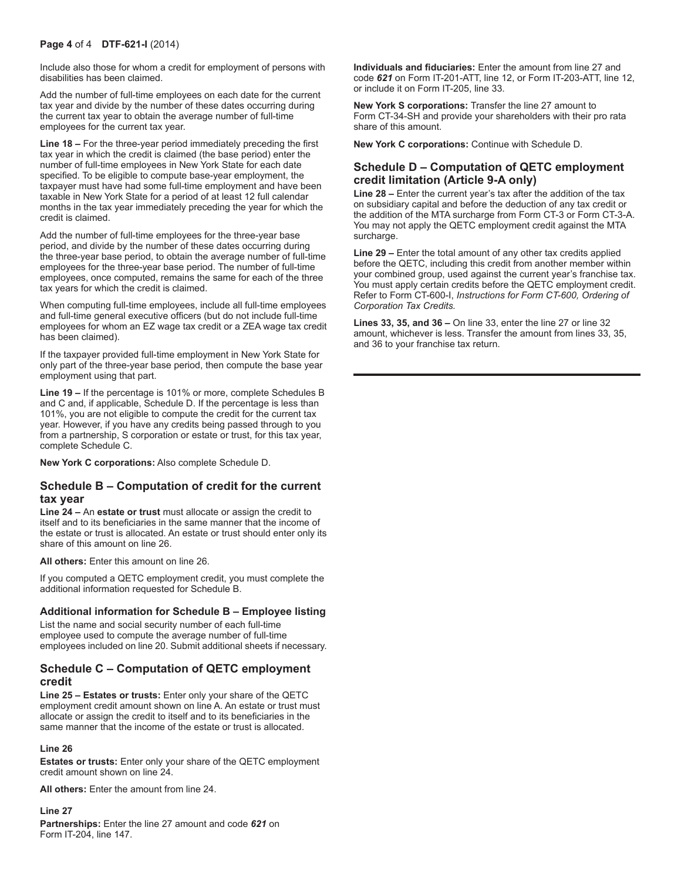Include also those for whom a credit for employment of persons with disabilities has been claimed.

Add the number of full-time employees on each date for the current tax year and divide by the number of these dates occurring during the current tax year to obtain the average number of full-time employees for the current tax year.

**Line 18 –** For the three-year period immediately preceding the first tax year in which the credit is claimed (the base period) enter the number of full-time employees in New York State for each date specified. To be eligible to compute base-year employment, the taxpayer must have had some full-time employment and have been taxable in New York State for a period of at least 12 full calendar months in the tax year immediately preceding the year for which the credit is claimed.

Add the number of full-time employees for the three-year base period, and divide by the number of these dates occurring during the three-year base period, to obtain the average number of full-time employees for the three-year base period. The number of full-time employees, once computed, remains the same for each of the three tax years for which the credit is claimed.

When computing full-time employees, include all full-time employees and full-time general executive officers (but do not include full-time employees for whom an EZ wage tax credit or a ZEA wage tax credit has been claimed).

If the taxpayer provided full-time employment in New York State for only part of the three-year base period, then compute the base year employment using that part.

**Line 19 –** If the percentage is 101% or more, complete Schedules B and C and, if applicable, Schedule D. If the percentage is less than 101%, you are not eligible to compute the credit for the current tax year. However, if you have any credits being passed through to you from a partnership, S corporation or estate or trust, for this tax year, complete Schedule C.

**New York C corporations:** Also complete Schedule D.

## Schedule B – Computation of credit for the current tax year

**Line 24 –** An **estate or trust** must allocate or assign the credit to itself and to its beneficiaries in the same manner that the income of the estate or trust is allocated. An estate or trust should enter only its share of this amount on line 26.

**All others:** Enter this amount on line 26.

If you computed a QETC employment credit, you must complete the additional information requested for Schedule B.

### Additional information for Schedule B – Employee listing

List the name and social security number of each full-time employee used to compute the average number of full-time employees included on line 20. Submit additional sheets if necessary.

## Schedule C – Computation of QETC employment credit

**Line 25 – Estates or trusts:** Enter only your share of the QETC employment credit amount shown on line A. An estate or trust must allocate or assign the credit to itself and to its beneficiaries in the same manner that the income of the estate or trust is allocated.

**Line 26**

**Estates or trusts:** Enter only your share of the QETC employment credit amount shown on line 24.

**All others:** Enter the amount from line 24.

**Line 27**

**Partnerships:** Enter the line 27 amount and code ***621*** on Form IT-204, line 147.

**Individuals and fiduciaries:** Enter the amount from line 27 and code ***621*** on Form IT-201-ATT, line 12, or Form IT-203-ATT, line 12, or include it on Form IT-205, line 33.

**New York S corporations:** Transfer the line 27 amount to Form CT-34-SH and provide your shareholders with their pro rata share of this amount.

**New York C corporations:** Continue with Schedule D.

## Schedule D – Computation of QETC employment credit limitation (Article 9-A only)

**Line 28 –** Enter the current year's tax after the addition of the tax on subsidiary capital and before the deduction of any tax credit or the addition of the MTA surcharge from Form CT-3 or Form CT-3-A. You may not apply the QETC employment credit against the MTA surcharge.

**Line 29 –** Enter the total amount of any other tax credits applied before the QETC, including this credit from another member within your combined group, used against the current year's franchise tax. You must apply certain credits before the QETC employment credit. Refer to Form CT-600-I, *Instructions for Form CT-600, Ordering of Corporation Tax Credits.*

**Lines 33, 35, and 36 –** On line 33, enter the line 27 or line 32 amount, whichever is less. Transfer the amount from lines 33, 35, and 36 to your franchise tax return.